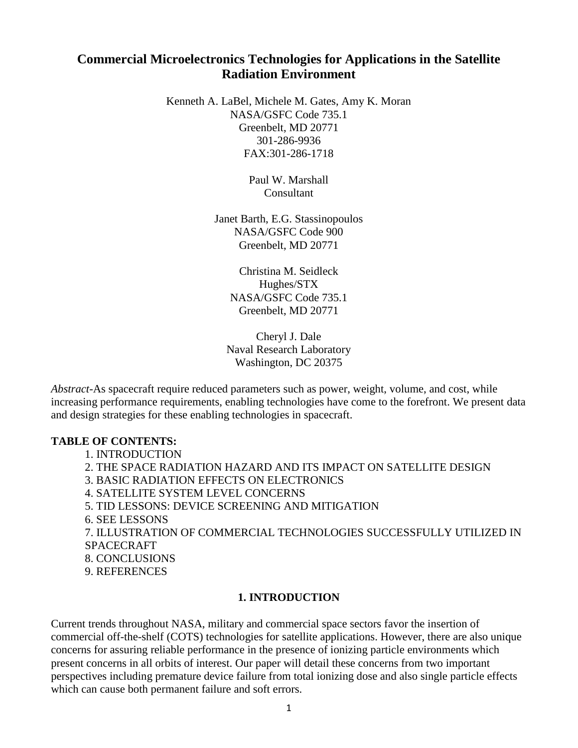# Commercial Microelectronics Technologies for Applications in the Satellite Radiation Environment

Kenneth A. LaBel, Michele M. Gates, Amy K. Moran
NASA/GSFC Code 735.1
Greenbelt, MD 20771
301-286-9936
FAX:301-286-1718

Paul W. Marshall
Consultant

Janet Barth, E.G. Stassinopoulos
NASA/GSFC Code 900
Greenbelt, MD 20771

Christina M. Seidleck
Hughes/STX
NASA/GSFC Code 735.1
Greenbelt, MD 20771

Cheryl J. Dale
Naval Research Laboratory
Washington, DC 20375

*Abstract*-As spacecraft require reduced parameters such as power, weight, volume, and cost, while increasing performance requirements, enabling technologies have come to the forefront. We present data and design strategies for these enabling technologies in spacecraft.

**TABLE OF CONTENTS:**

1. INTRODUCTION
2. THE SPACE RADIATION HAZARD AND ITS IMPACT ON SATELLITE DESIGN
3. BASIC RADIATION EFFECTS ON ELECTRONICS
4. SATELLITE SYSTEM LEVEL CONCERNS
5. TID LESSONS: DEVICE SCREENING AND MITIGATION
6. SEE LESSONS
7. ILLUSTRATION OF COMMERCIAL TECHNOLOGIES SUCCESSFULLY UTILIZED IN SPACECRAFT
8. CONCLUSIONS
9. REFERENCES

## 1. INTRODUCTION

Current trends throughout NASA, military and commercial space sectors favor the insertion of commercial off-the-shelf (COTS) technologies for satellite applications. However, there are also unique concerns for assuring reliable performance in the presence of ionizing particle environments which present concerns in all orbits of interest. Our paper will detail these concerns from two important perspectives including premature device failure from total ionizing dose and also single particle effects which can cause both permanent failure and soft errors.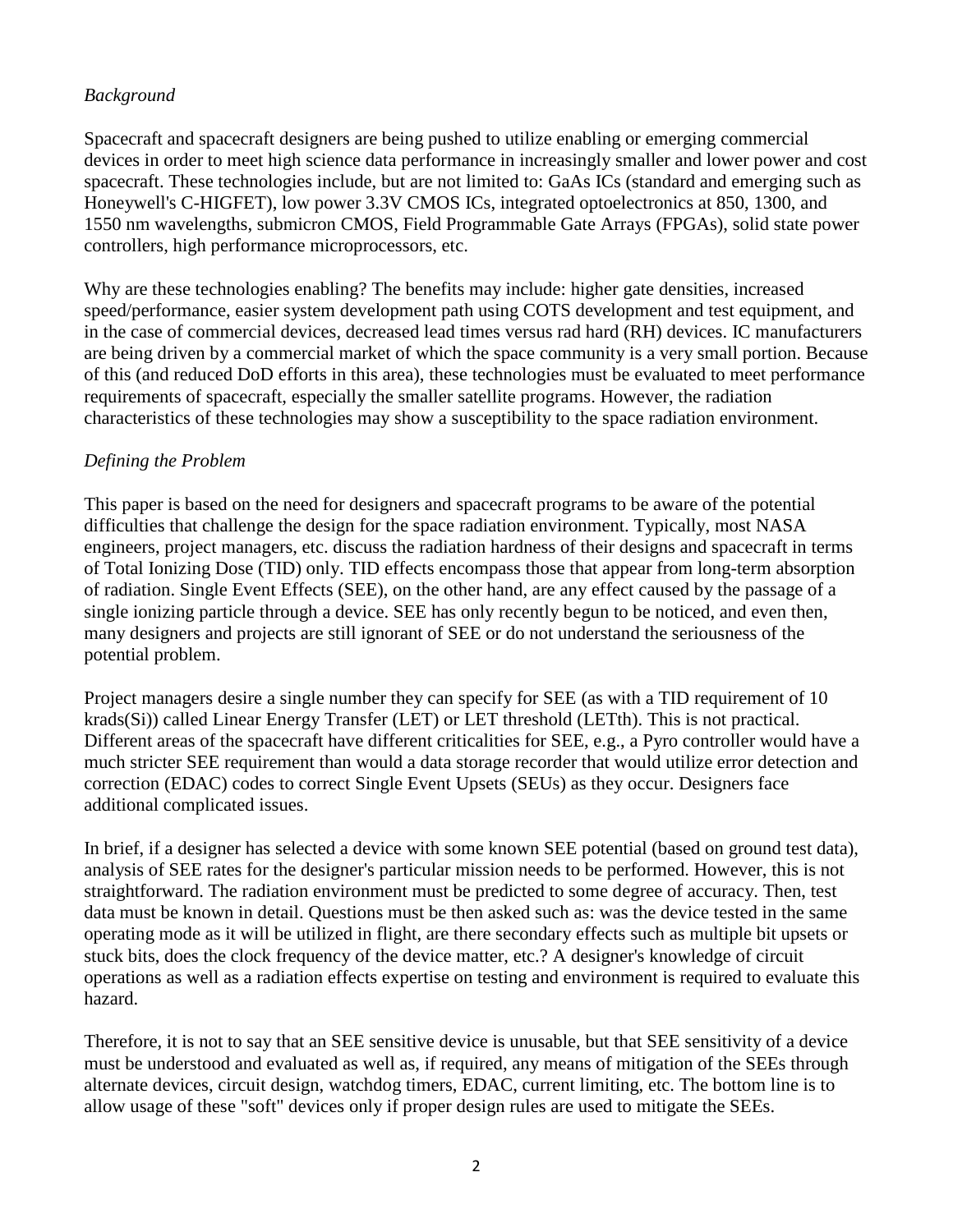*Background*

Spacecraft and spacecraft designers are being pushed to utilize enabling or emerging commercial devices in order to meet high science data performance in increasingly smaller and lower power and cost spacecraft. These technologies include, but are not limited to: GaAs ICs (standard and emerging such as Honeywell's C-HIGFET), low power 3.3V CMOS ICs, integrated optoelectronics at 850, 1300, and 1550 nm wavelengths, submicron CMOS, Field Programmable Gate Arrays (FPGAs), solid state power controllers, high performance microprocessors, etc.

Why are these technologies enabling? The benefits may include: higher gate densities, increased speed/performance, easier system development path using COTS development and test equipment, and in the case of commercial devices, decreased lead times versus rad hard (RH) devices. IC manufacturers are being driven by a commercial market of which the space community is a very small portion. Because of this (and reduced DoD efforts in this area), these technologies must be evaluated to meet performance requirements of spacecraft, especially the smaller satellite programs. However, the radiation characteristics of these technologies may show a susceptibility to the space radiation environment.

*Defining the Problem*

This paper is based on the need for designers and spacecraft programs to be aware of the potential difficulties that challenge the design for the space radiation environment. Typically, most NASA engineers, project managers, etc. discuss the radiation hardness of their designs and spacecraft in terms of Total Ionizing Dose (TID) only. TID effects encompass those that appear from long-term absorption of radiation. Single Event Effects (SEE), on the other hand, are any effect caused by the passage of a single ionizing particle through a device. SEE has only recently begun to be noticed, and even then, many designers and projects are still ignorant of SEE or do not understand the seriousness of the potential problem.

Project managers desire a single number they can specify for SEE (as with a TID requirement of 10 krads(Si)) called Linear Energy Transfer (LET) or LET threshold (LETth). This is not practical. Different areas of the spacecraft have different criticalities for SEE, e.g., a Pyro controller would have a much stricter SEE requirement than would a data storage recorder that would utilize error detection and correction (EDAC) codes to correct Single Event Upsets (SEUs) as they occur. Designers face additional complicated issues.

In brief, if a designer has selected a device with some known SEE potential (based on ground test data), analysis of SEE rates for the designer's particular mission needs to be performed. However, this is not straightforward. The radiation environment must be predicted to some degree of accuracy. Then, test data must be known in detail. Questions must be then asked such as: was the device tested in the same operating mode as it will be utilized in flight, are there secondary effects such as multiple bit upsets or stuck bits, does the clock frequency of the device matter, etc.? A designer's knowledge of circuit operations as well as a radiation effects expertise on testing and environment is required to evaluate this hazard.

Therefore, it is not to say that an SEE sensitive device is unusable, but that SEE sensitivity of a device must be understood and evaluated as well as, if required, any means of mitigation of the SEEs through alternate devices, circuit design, watchdog timers, EDAC, current limiting, etc. The bottom line is to allow usage of these "soft" devices only if proper design rules are used to mitigate the SEEs.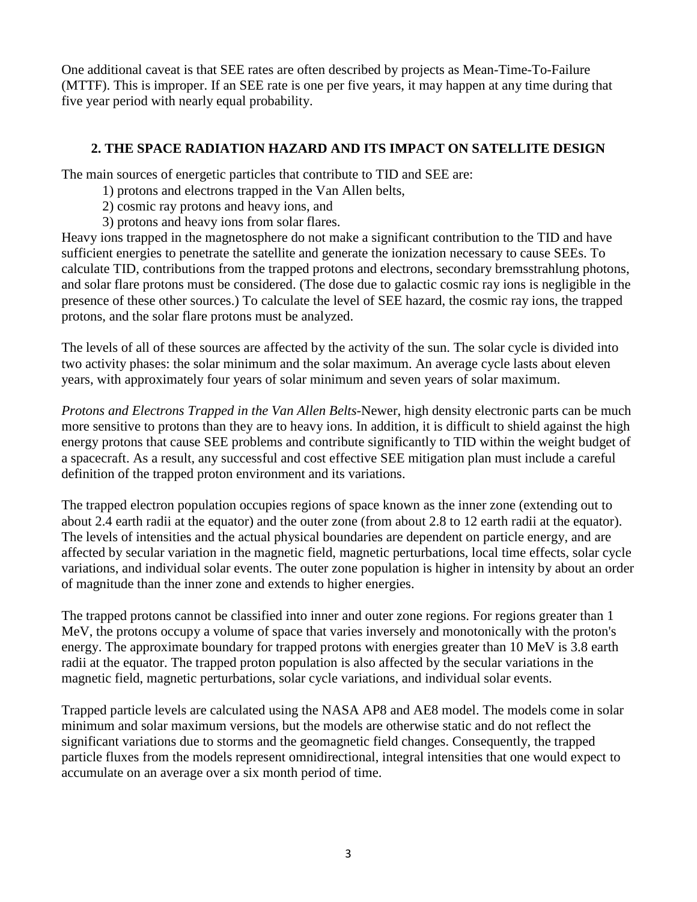One additional caveat is that SEE rates are often described by projects as Mean-Time-To-Failure (MTTF). This is improper. If an SEE rate is one per five years, it may happen at any time during that five year period with nearly equal probability.

## 2. THE SPACE RADIATION HAZARD AND ITS IMPACT ON SATELLITE DESIGN

The main sources of energetic particles that contribute to TID and SEE are:

1) protons and electrons trapped in the Van Allen belts,
2) cosmic ray protons and heavy ions, and
3) protons and heavy ions from solar flares.

Heavy ions trapped in the magnetosphere do not make a significant contribution to the TID and have sufficient energies to penetrate the satellite and generate the ionization necessary to cause SEEs. To calculate TID, contributions from the trapped protons and electrons, secondary bremsstrahlung photons, and solar flare protons must be considered. (The dose due to galactic cosmic ray ions is negligible in the presence of these other sources.) To calculate the level of SEE hazard, the cosmic ray ions, the trapped protons, and the solar flare protons must be analyzed.

The levels of all of these sources are affected by the activity of the sun. The solar cycle is divided into two activity phases: the solar minimum and the solar maximum. An average cycle lasts about eleven years, with approximately four years of solar minimum and seven years of solar maximum.

*Protons and Electrons Trapped in the Van Allen Belts*-Newer, high density electronic parts can be much more sensitive to protons than they are to heavy ions. In addition, it is difficult to shield against the high energy protons that cause SEE problems and contribute significantly to TID within the weight budget of a spacecraft. As a result, any successful and cost effective SEE mitigation plan must include a careful definition of the trapped proton environment and its variations.

The trapped electron population occupies regions of space known as the inner zone (extending out to about 2.4 earth radii at the equator) and the outer zone (from about 2.8 to 12 earth radii at the equator). The levels of intensities and the actual physical boundaries are dependent on particle energy, and are affected by secular variation in the magnetic field, magnetic perturbations, local time effects, solar cycle variations, and individual solar events. The outer zone population is higher in intensity by about an order of magnitude than the inner zone and extends to higher energies.

The trapped protons cannot be classified into inner and outer zone regions. For regions greater than 1 MeV, the protons occupy a volume of space that varies inversely and monotonically with the proton's energy. The approximate boundary for trapped protons with energies greater than 10 MeV is 3.8 earth radii at the equator. The trapped proton population is also affected by the secular variations in the magnetic field, magnetic perturbations, solar cycle variations, and individual solar events.

Trapped particle levels are calculated using the NASA AP8 and AE8 model. The models come in solar minimum and solar maximum versions, but the models are otherwise static and do not reflect the significant variations due to storms and the geomagnetic field changes. Consequently, the trapped particle fluxes from the models represent omnidirectional, integral intensities that one would expect to accumulate on an average over a six month period of time.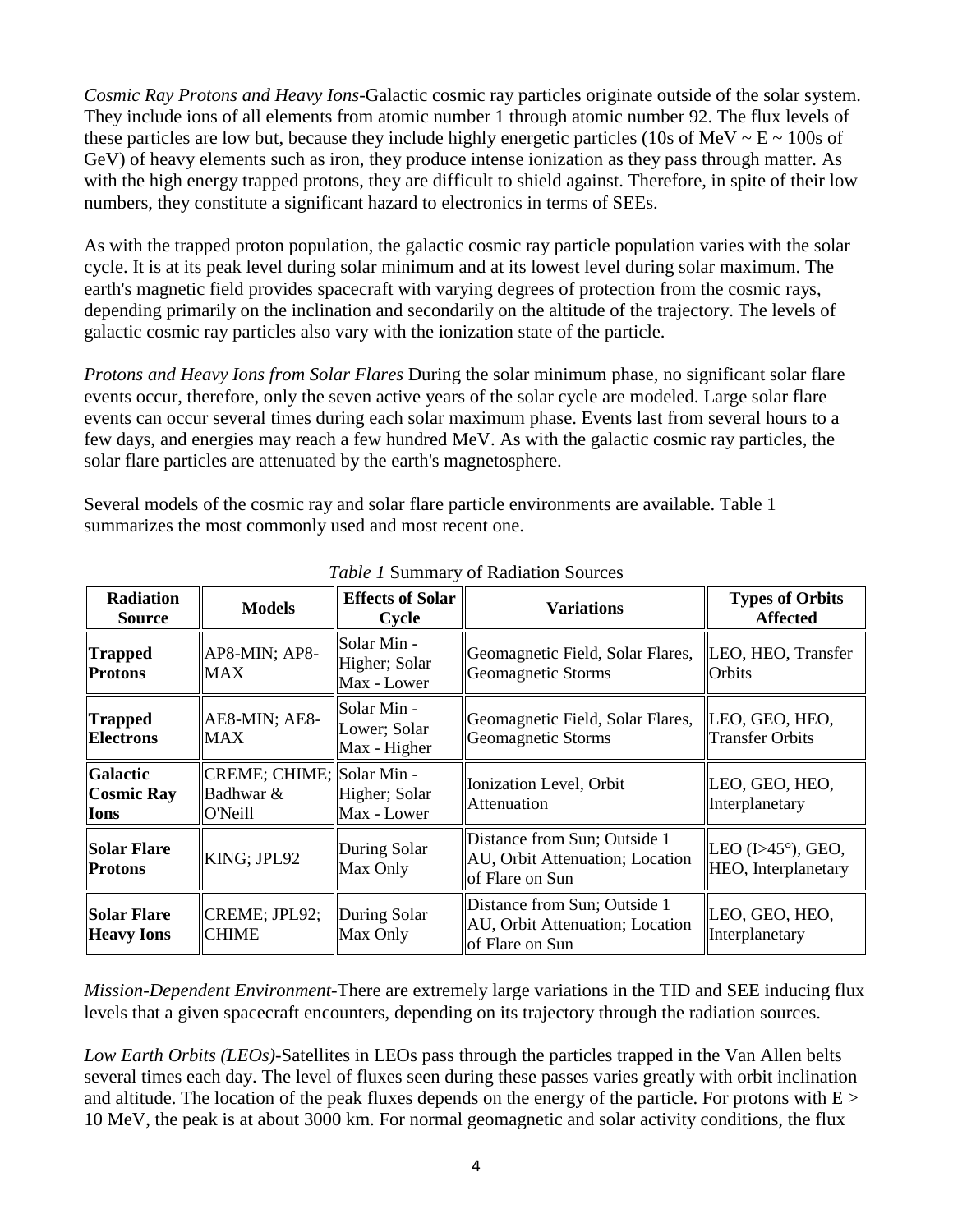*Cosmic Ray Protons and Heavy Ions*-Galactic cosmic ray particles originate outside of the solar system. They include ions of all elements from atomic number 1 through atomic number 92. The flux levels of these particles are low but, because they include highly energetic particles (10s of MeV ~ E ~ 100s of GeV) of heavy elements such as iron, they produce intense ionization as they pass through matter. As with the high energy trapped protons, they are difficult to shield against. Therefore, in spite of their low numbers, they constitute a significant hazard to electronics in terms of SEEs.

As with the trapped proton population, the galactic cosmic ray particle population varies with the solar cycle. It is at its peak level during solar minimum and at its lowest level during solar maximum. The earth's magnetic field provides spacecraft with varying degrees of protection from the cosmic rays, depending primarily on the inclination and secondarily on the altitude of the trajectory. The levels of galactic cosmic ray particles also vary with the ionization state of the particle.

*Protons and Heavy Ions from Solar Flares* During the solar minimum phase, no significant solar flare events occur, therefore, only the seven active years of the solar cycle are modeled. Large solar flare events can occur several times during each solar maximum phase. Events last from several hours to a few days, and energies may reach a few hundred MeV. As with the galactic cosmic ray particles, the solar flare particles are attenuated by the earth's magnetosphere.

Several models of the cosmic ray and solar flare particle environments are available. Table 1 summarizes the most commonly used and most recent one.

*Table 1* Summary of Radiation Sources

| Radiation Source | Models | Effects of Solar Cycle | Variations | Types of Orbits Affected |
|---|---|---|---|---|
| **Trapped Protons** | AP8-MIN; AP8-MAX | Solar Min - Higher; Solar Max - Lower | Geomagnetic Field, Solar Flares, Geomagnetic Storms | LEO, HEO, Transfer Orbits |
| **Trapped Electrons** | AE8-MIN; AE8-MAX | Solar Min - Lower; Solar Max - Higher | Geomagnetic Field, Solar Flares, Geomagnetic Storms | LEO, GEO, HEO, Transfer Orbits |
| **Galactic Cosmic Ray Ions** | CREME; CHIME; Badhwar & O'Neill | Solar Min - Higher; Solar Max - Lower | Ionization Level, Orbit Attenuation | LEO, GEO, HEO, Interplanetary |
| **Solar Flare Protons** | KING; JPL92 | During Solar Max Only | Distance from Sun; Outside 1 AU, Orbit Attenuation; Location of Flare on Sun | LEO (I>45°), GEO, HEO, Interplanetary |
| **Solar Flare Heavy Ions** | CREME; JPL92; CHIME | During Solar Max Only | Distance from Sun; Outside 1 AU, Orbit Attenuation; Location of Flare on Sun | LEO, GEO, HEO, Interplanetary |

*Mission-Dependent Environment*-There are extremely large variations in the TID and SEE inducing flux levels that a given spacecraft encounters, depending on its trajectory through the radiation sources.

*Low Earth Orbits (LEOs)*-Satellites in LEOs pass through the particles trapped in the Van Allen belts several times each day. The level of fluxes seen during these passes varies greatly with orbit inclination and altitude. The location of the peak fluxes depends on the energy of the particle. For protons with E > 10 MeV, the peak is at about 3000 km. For normal geomagnetic and solar activity conditions, the flux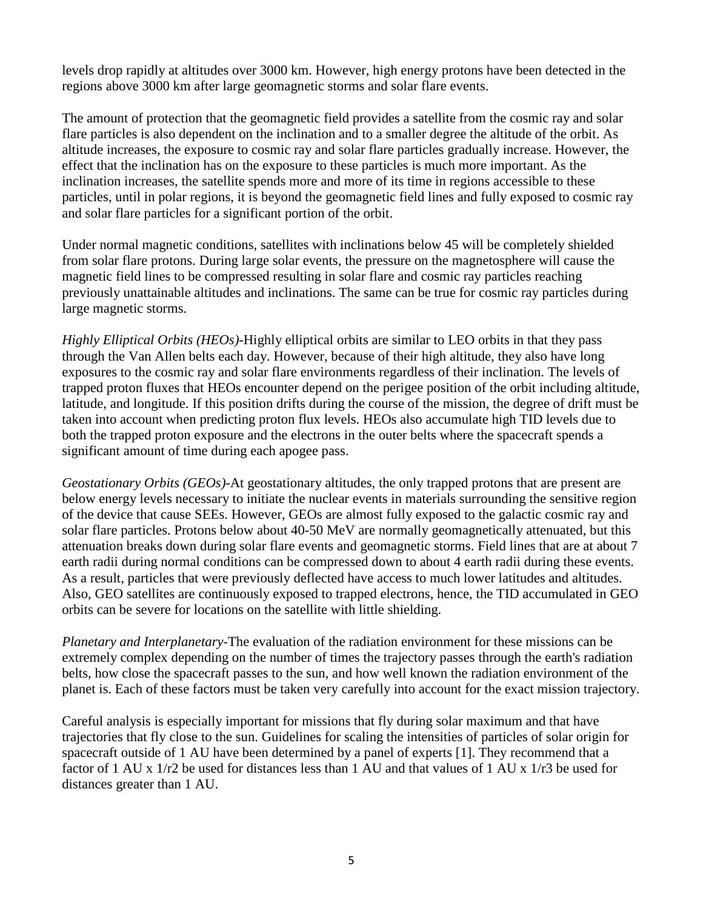levels drop rapidly at altitudes over 3000 km. However, high energy protons have been detected in the regions above 3000 km after large geomagnetic storms and solar flare events.

The amount of protection that the geomagnetic field provides a satellite from the cosmic ray and solar flare particles is also dependent on the inclination and to a smaller degree the altitude of the orbit. As altitude increases, the exposure to cosmic ray and solar flare particles gradually increase. However, the effect that the inclination has on the exposure to these particles is much more important. As the inclination increases, the satellite spends more and more of its time in regions accessible to these particles, until in polar regions, it is beyond the geomagnetic field lines and fully exposed to cosmic ray and solar flare particles for a significant portion of the orbit.

Under normal magnetic conditions, satellites with inclinations below 45 will be completely shielded from solar flare protons. During large solar events, the pressure on the magnetosphere will cause the magnetic field lines to be compressed resulting in solar flare and cosmic ray particles reaching previously unattainable altitudes and inclinations. The same can be true for cosmic ray particles during large magnetic storms.

*Highly Elliptical Orbits (HEOs)*-Highly elliptical orbits are similar to LEO orbits in that they pass through the Van Allen belts each day. However, because of their high altitude, they also have long exposures to the cosmic ray and solar flare environments regardless of their inclination. The levels of trapped proton fluxes that HEOs encounter depend on the perigee position of the orbit including altitude, latitude, and longitude. If this position drifts during the course of the mission, the degree of drift must be taken into account when predicting proton flux levels. HEOs also accumulate high TID levels due to both the trapped proton exposure and the electrons in the outer belts where the spacecraft spends a significant amount of time during each apogee pass.

*Geostationary Orbits (GEOs)*-At geostationary altitudes, the only trapped protons that are present are below energy levels necessary to initiate the nuclear events in materials surrounding the sensitive region of the device that cause SEEs. However, GEOs are almost fully exposed to the galactic cosmic ray and solar flare particles. Protons below about 40-50 MeV are normally geomagnetically attenuated, but this attenuation breaks down during solar flare events and geomagnetic storms. Field lines that are at about 7 earth radii during normal conditions can be compressed down to about 4 earth radii during these events. As a result, particles that were previously deflected have access to much lower latitudes and altitudes. Also, GEO satellites are continuously exposed to trapped electrons, hence, the TID accumulated in GEO orbits can be severe for locations on the satellite with little shielding.

*Planetary and Interplanetary*-The evaluation of the radiation environment for these missions can be extremely complex depending on the number of times the trajectory passes through the earth's radiation belts, how close the spacecraft passes to the sun, and how well known the radiation environment of the planet is. Each of these factors must be taken very carefully into account for the exact mission trajectory.

Careful analysis is especially important for missions that fly during solar maximum and that have trajectories that fly close to the sun. Guidelines for scaling the intensities of particles of solar origin for spacecraft outside of 1 AU have been determined by a panel of experts [1]. They recommend that a factor of 1 AU x $1/r^2$ be used for distances less than 1 AU and that values of 1 AU x $1/r^3$ be used for distances greater than 1 AU.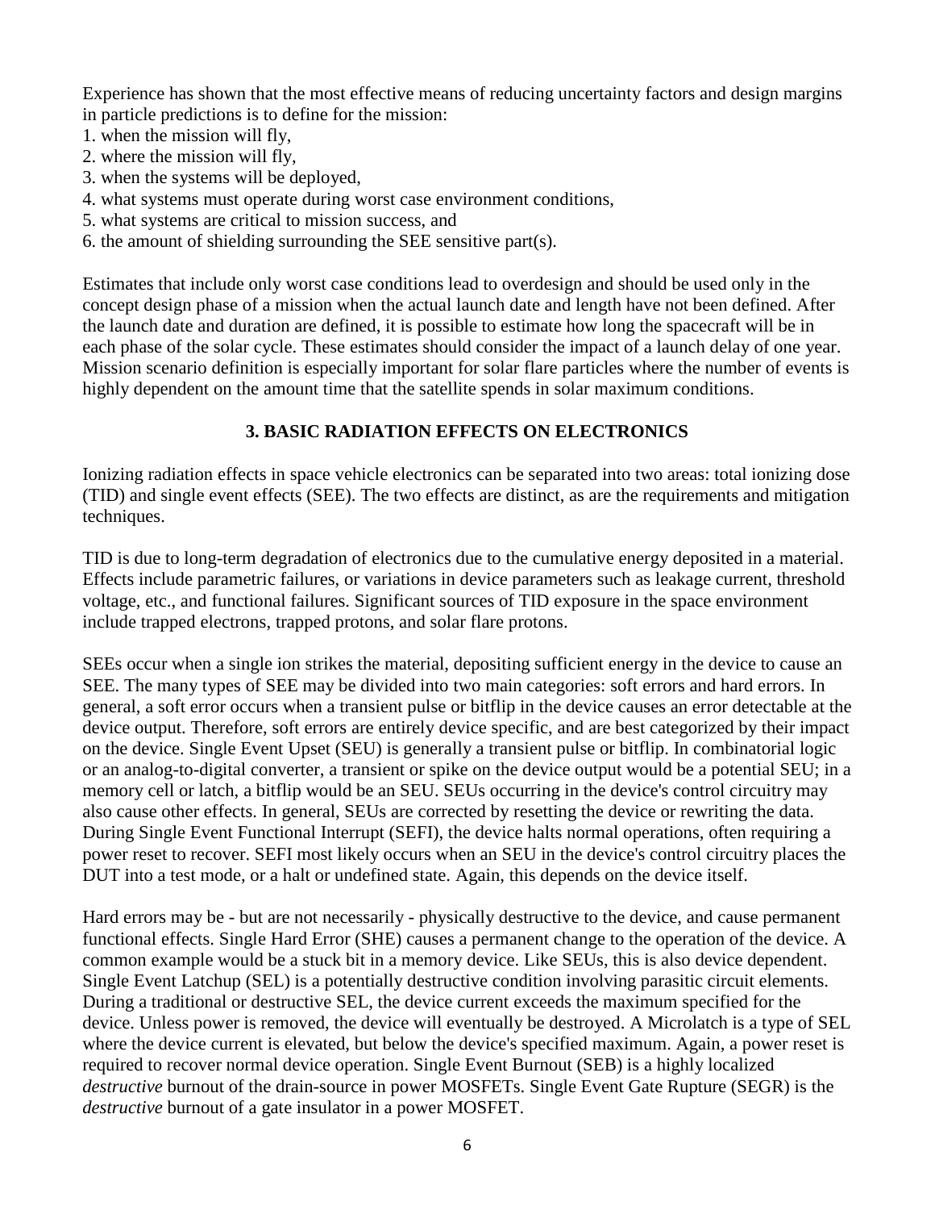Experience has shown that the most effective means of reducing uncertainty factors and design margins in particle predictions is to define for the mission:

1. when the mission will fly,
2. where the mission will fly,
3. when the systems will be deployed,
4. what systems must operate during worst case environment conditions,
5. what systems are critical to mission success, and
6. the amount of shielding surrounding the SEE sensitive part(s).

Estimates that include only worst case conditions lead to overdesign and should be used only in the concept design phase of a mission when the actual launch date and length have not been defined. After the launch date and duration are defined, it is possible to estimate how long the spacecraft will be in each phase of the solar cycle. These estimates should consider the impact of a launch delay of one year. Mission scenario definition is especially important for solar flare particles where the number of events is highly dependent on the amount time that the satellite spends in solar maximum conditions.

## 3. BASIC RADIATION EFFECTS ON ELECTRONICS

Ionizing radiation effects in space vehicle electronics can be separated into two areas: total ionizing dose (TID) and single event effects (SEE). The two effects are distinct, as are the requirements and mitigation techniques.

TID is due to long-term degradation of electronics due to the cumulative energy deposited in a material. Effects include parametric failures, or variations in device parameters such as leakage current, threshold voltage, etc., and functional failures. Significant sources of TID exposure in the space environment include trapped electrons, trapped protons, and solar flare protons.

SEEs occur when a single ion strikes the material, depositing sufficient energy in the device to cause an SEE. The many types of SEE may be divided into two main categories: soft errors and hard errors. In general, a soft error occurs when a transient pulse or bitflip in the device causes an error detectable at the device output. Therefore, soft errors are entirely device specific, and are best categorized by their impact on the device. Single Event Upset (SEU) is generally a transient pulse or bitflip. In combinatorial logic or an analog-to-digital converter, a transient or spike on the device output would be a potential SEU; in a memory cell or latch, a bitflip would be an SEU. SEUs occurring in the device's control circuitry may also cause other effects. In general, SEUs are corrected by resetting the device or rewriting the data. During Single Event Functional Interrupt (SEFI), the device halts normal operations, often requiring a power reset to recover. SEFI most likely occurs when an SEU in the device's control circuitry places the DUT into a test mode, or a halt or undefined state. Again, this depends on the device itself.

Hard errors may be - but are not necessarily - physically destructive to the device, and cause permanent functional effects. Single Hard Error (SHE) causes a permanent change to the operation of the device. A common example would be a stuck bit in a memory device. Like SEUs, this is also device dependent. Single Event Latchup (SEL) is a potentially destructive condition involving parasitic circuit elements. During a traditional or destructive SEL, the device current exceeds the maximum specified for the device. Unless power is removed, the device will eventually be destroyed. A Microlatch is a type of SEL where the device current is elevated, but below the device's specified maximum. Again, a power reset is required to recover normal device operation. Single Event Burnout (SEB) is a highly localized *destructive* burnout of the drain-source in power MOSFETs. Single Event Gate Rupture (SEGR) is the *destructive* burnout of a gate insulator in a power MOSFET.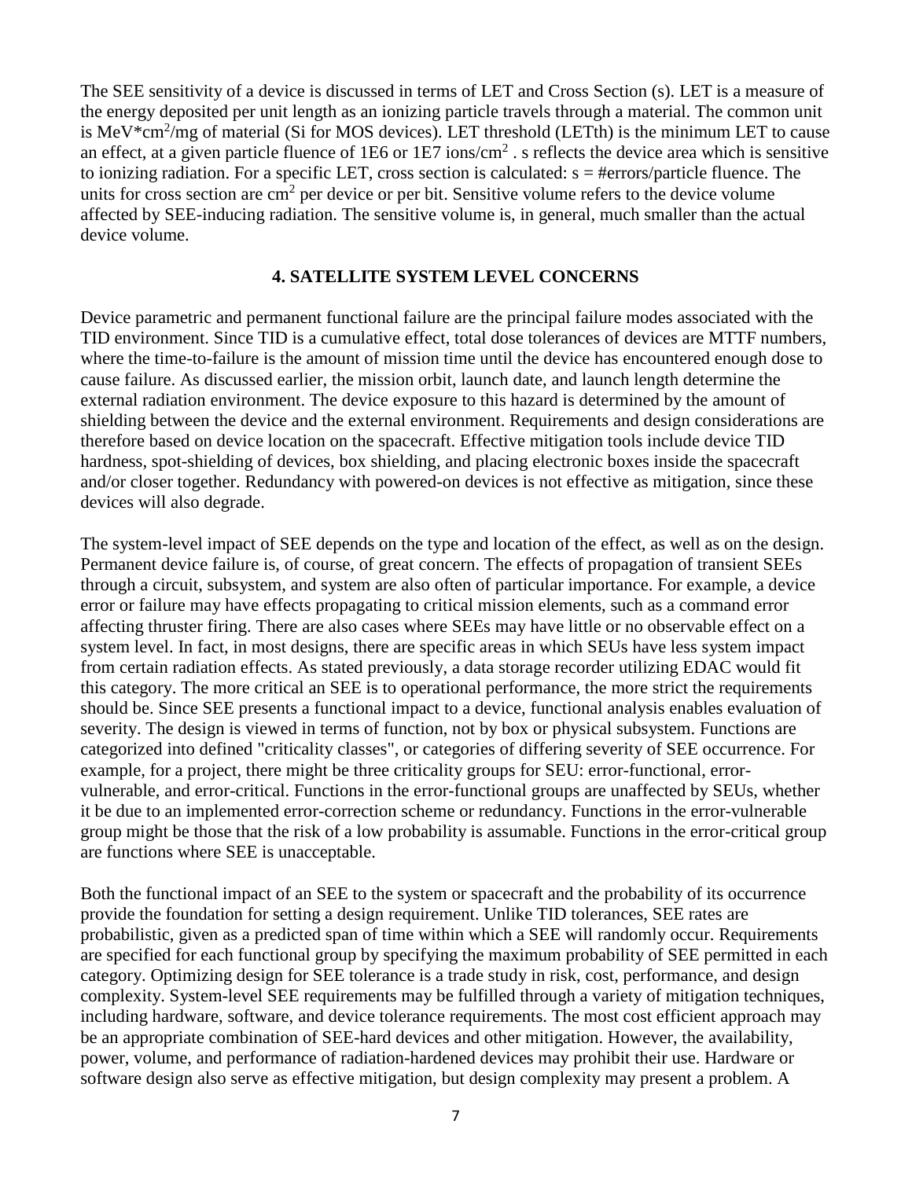The SEE sensitivity of a device is discussed in terms of LET and Cross Section (s). LET is a measure of the energy deposited per unit length as an ionizing particle travels through a material. The common unit is MeV*$cm^2$/mg of material (Si for MOS devices). LET threshold (LETth) is the minimum LET to cause an effect, at a given particle fluence of 1E6 or 1E7 ions/$cm^2$ . s reflects the device area which is sensitive to ionizing radiation. For a specific LET, cross section is calculated: s = #errors/particle fluence. The units for cross section are $cm^2$ per device or per bit. Sensitive volume refers to the device volume affected by SEE-inducing radiation. The sensitive volume is, in general, much smaller than the actual device volume.

## 4. SATELLITE SYSTEM LEVEL CONCERNS

Device parametric and permanent functional failure are the principal failure modes associated with the TID environment. Since TID is a cumulative effect, total dose tolerances of devices are MTTF numbers, where the time-to-failure is the amount of mission time until the device has encountered enough dose to cause failure. As discussed earlier, the mission orbit, launch date, and launch length determine the external radiation environment. The device exposure to this hazard is determined by the amount of shielding between the device and the external environment. Requirements and design considerations are therefore based on device location on the spacecraft. Effective mitigation tools include device TID hardness, spot-shielding of devices, box shielding, and placing electronic boxes inside the spacecraft and/or closer together. Redundancy with powered-on devices is not effective as mitigation, since these devices will also degrade.

The system-level impact of SEE depends on the type and location of the effect, as well as on the design. Permanent device failure is, of course, of great concern. The effects of propagation of transient SEEs through a circuit, subsystem, and system are also often of particular importance. For example, a device error or failure may have effects propagating to critical mission elements, such as a command error affecting thruster firing. There are also cases where SEEs may have little or no observable effect on a system level. In fact, in most designs, there are specific areas in which SEUs have less system impact from certain radiation effects. As stated previously, a data storage recorder utilizing EDAC would fit this category. The more critical an SEE is to operational performance, the more strict the requirements should be. Since SEE presents a functional impact to a device, functional analysis enables evaluation of severity. The design is viewed in terms of function, not by box or physical subsystem. Functions are categorized into defined "criticality classes", or categories of differing severity of SEE occurrence. For example, for a project, there might be three criticality groups for SEU: error-functional, error-vulnerable, and error-critical. Functions in the error-functional groups are unaffected by SEUs, whether it be due to an implemented error-correction scheme or redundancy. Functions in the error-vulnerable group might be those that the risk of a low probability is assumable. Functions in the error-critical group are functions where SEE is unacceptable.

Both the functional impact of an SEE to the system or spacecraft and the probability of its occurrence provide the foundation for setting a design requirement. Unlike TID tolerances, SEE rates are probabilistic, given as a predicted span of time within which a SEE will randomly occur. Requirements are specified for each functional group by specifying the maximum probability of SEE permitted in each category. Optimizing design for SEE tolerance is a trade study in risk, cost, performance, and design complexity. System-level SEE requirements may be fulfilled through a variety of mitigation techniques, including hardware, software, and device tolerance requirements. The most cost efficient approach may be an appropriate combination of SEE-hard devices and other mitigation. However, the availability, power, volume, and performance of radiation-hardened devices may prohibit their use. Hardware or software design also serve as effective mitigation, but design complexity may present a problem. A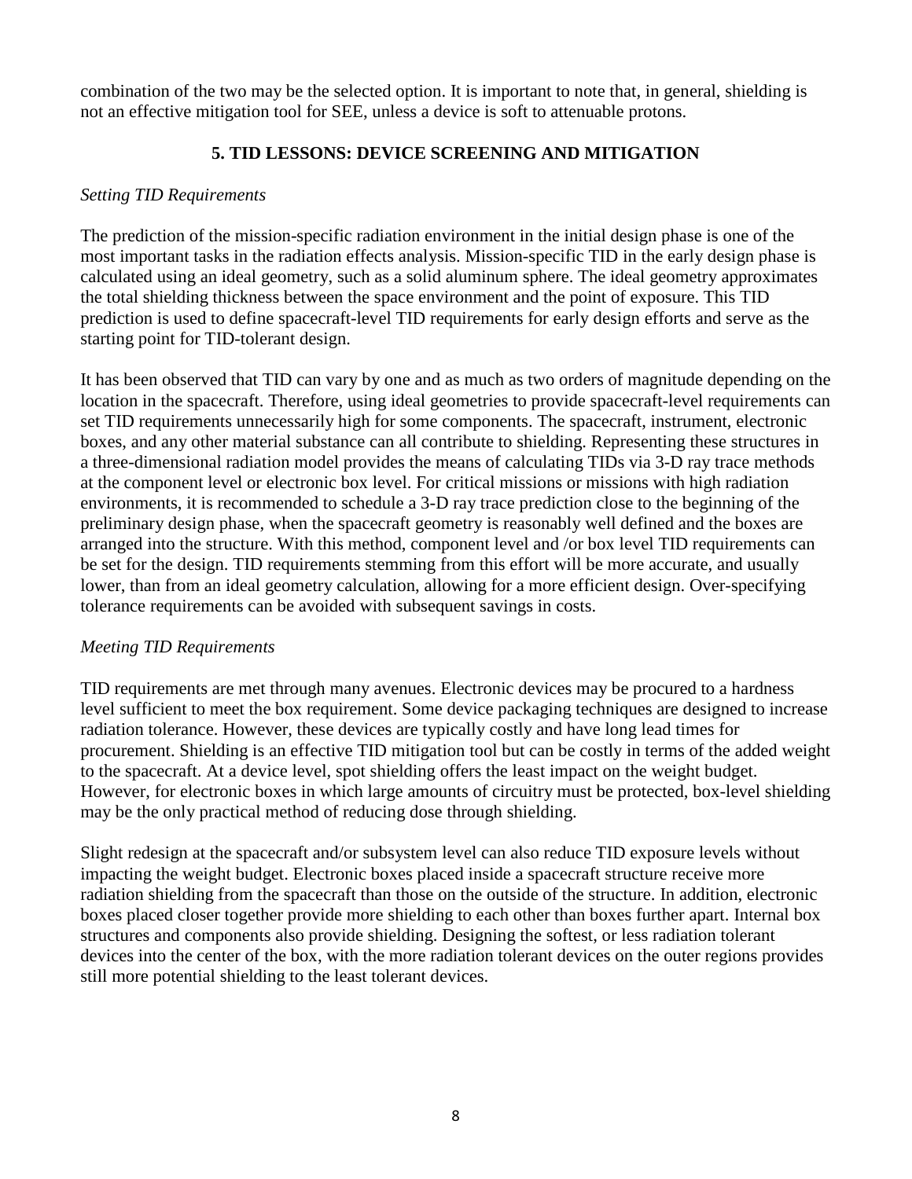combination of the two may be the selected option. It is important to note that, in general, shielding is not an effective mitigation tool for SEE, unless a device is soft to attenuable protons.

## 5. TID LESSONS: DEVICE SCREENING AND MITIGATION

### *Setting TID Requirements*

The prediction of the mission-specific radiation environment in the initial design phase is one of the most important tasks in the radiation effects analysis. Mission-specific TID in the early design phase is calculated using an ideal geometry, such as a solid aluminum sphere. The ideal geometry approximates the total shielding thickness between the space environment and the point of exposure. This TID prediction is used to define spacecraft-level TID requirements for early design efforts and serve as the starting point for TID-tolerant design.

It has been observed that TID can vary by one and as much as two orders of magnitude depending on the location in the spacecraft. Therefore, using ideal geometries to provide spacecraft-level requirements can set TID requirements unnecessarily high for some components. The spacecraft, instrument, electronic boxes, and any other material substance can all contribute to shielding. Representing these structures in a three-dimensional radiation model provides the means of calculating TIDs via 3-D ray trace methods at the component level or electronic box level. For critical missions or missions with high radiation environments, it is recommended to schedule a 3-D ray trace prediction close to the beginning of the preliminary design phase, when the spacecraft geometry is reasonably well defined and the boxes are arranged into the structure. With this method, component level and /or box level TID requirements can be set for the design. TID requirements stemming from this effort will be more accurate, and usually lower, than from an ideal geometry calculation, allowing for a more efficient design. Over-specifying tolerance requirements can be avoided with subsequent savings in costs.

### *Meeting TID Requirements*

TID requirements are met through many avenues. Electronic devices may be procured to a hardness level sufficient to meet the box requirement. Some device packaging techniques are designed to increase radiation tolerance. However, these devices are typically costly and have long lead times for procurement. Shielding is an effective TID mitigation tool but can be costly in terms of the added weight to the spacecraft. At a device level, spot shielding offers the least impact on the weight budget. However, for electronic boxes in which large amounts of circuitry must be protected, box-level shielding may be the only practical method of reducing dose through shielding.

Slight redesign at the spacecraft and/or subsystem level can also reduce TID exposure levels without impacting the weight budget. Electronic boxes placed inside a spacecraft structure receive more radiation shielding from the spacecraft than those on the outside of the structure. In addition, electronic boxes placed closer together provide more shielding to each other than boxes further apart. Internal box structures and components also provide shielding. Designing the softest, or less radiation tolerant devices into the center of the box, with the more radiation tolerant devices on the outer regions provides still more potential shielding to the least tolerant devices.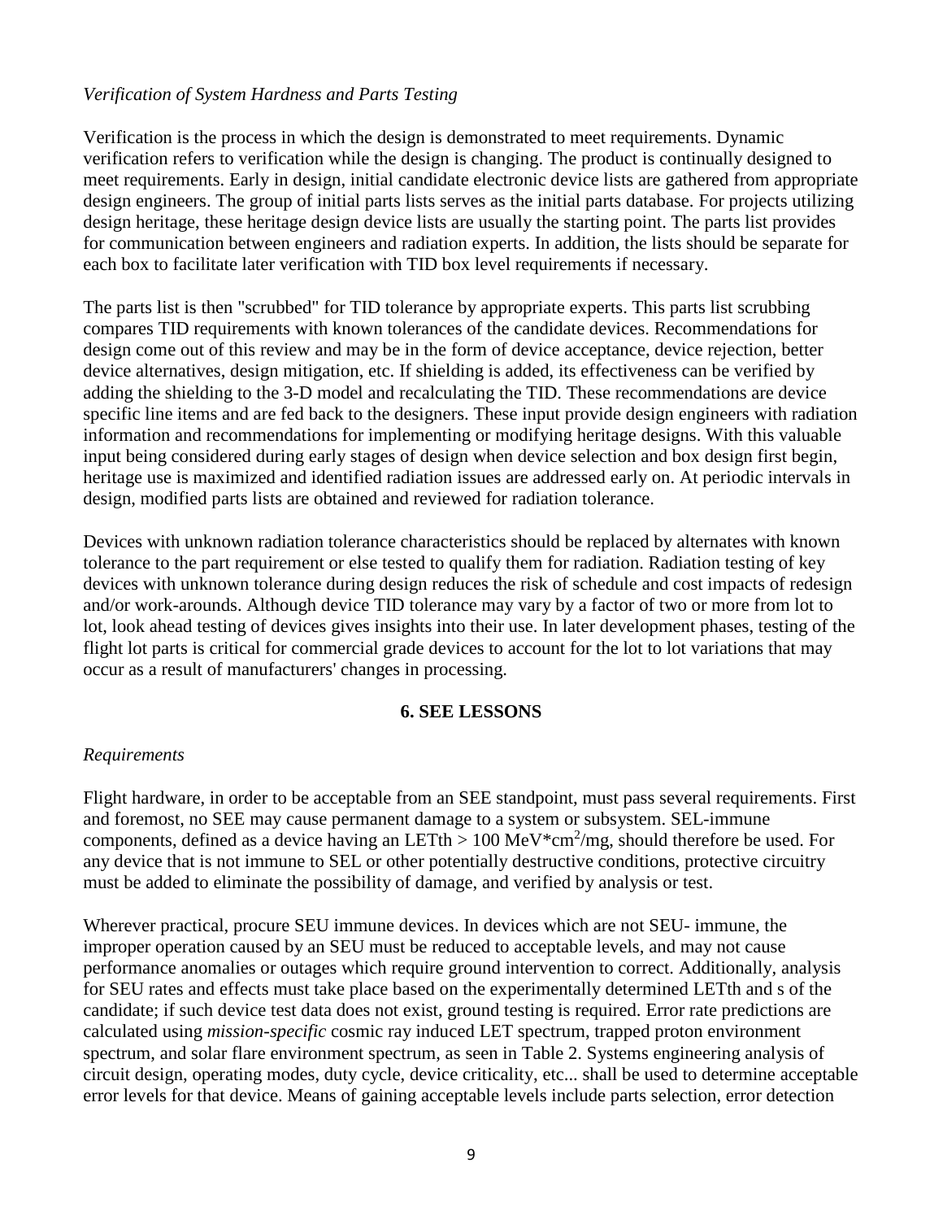*Verification of System Hardness and Parts Testing*

Verification is the process in which the design is demonstrated to meet requirements. Dynamic verification refers to verification while the design is changing. The product is continually designed to meet requirements. Early in design, initial candidate electronic device lists are gathered from appropriate design engineers. The group of initial parts lists serves as the initial parts database. For projects utilizing design heritage, these heritage design device lists are usually the starting point. The parts list provides for communication between engineers and radiation experts. In addition, the lists should be separate for each box to facilitate later verification with TID box level requirements if necessary.

The parts list is then "scrubbed" for TID tolerance by appropriate experts. This parts list scrubbing compares TID requirements with known tolerances of the candidate devices. Recommendations for design come out of this review and may be in the form of device acceptance, device rejection, better device alternatives, design mitigation, etc. If shielding is added, its effectiveness can be verified by adding the shielding to the 3-D model and recalculating the TID. These recommendations are device specific line items and are fed back to the designers. These input provide design engineers with radiation information and recommendations for implementing or modifying heritage designs. With this valuable input being considered during early stages of design when device selection and box design first begin, heritage use is maximized and identified radiation issues are addressed early on. At periodic intervals in design, modified parts lists are obtained and reviewed for radiation tolerance.

Devices with unknown radiation tolerance characteristics should be replaced by alternates with known tolerance to the part requirement or else tested to qualify them for radiation. Radiation testing of key devices with unknown tolerance during design reduces the risk of schedule and cost impacts of redesign and/or work-arounds. Although device TID tolerance may vary by a factor of two or more from lot to lot, look ahead testing of devices gives insights into their use. In later development phases, testing of the flight lot parts is critical for commercial grade devices to account for the lot to lot variations that may occur as a result of manufacturers' changes in processing.

## 6. SEE LESSONS

*Requirements*

Flight hardware, in order to be acceptable from an SEE standpoint, must pass several requirements. First and foremost, no SEE may cause permanent damage to a system or subsystem. SEL-immune components, defined as a device having an LETth > 100 MeV*$cm^2$/mg, should therefore be used. For any device that is not immune to SEL or other potentially destructive conditions, protective circuitry must be added to eliminate the possibility of damage, and verified by analysis or test.

Wherever practical, procure SEU immune devices. In devices which are not SEU- immune, the improper operation caused by an SEU must be reduced to acceptable levels, and may not cause performance anomalies or outages which require ground intervention to correct. Additionally, analysis for SEU rates and effects must take place based on the experimentally determined LETth and s of the candidate; if such device test data does not exist, ground testing is required. Error rate predictions are calculated using *mission-specific* cosmic ray induced LET spectrum, trapped proton environment spectrum, and solar flare environment spectrum, as seen in Table 2. Systems engineering analysis of circuit design, operating modes, duty cycle, device criticality, etc... shall be used to determine acceptable error levels for that device. Means of gaining acceptable levels include parts selection, error detection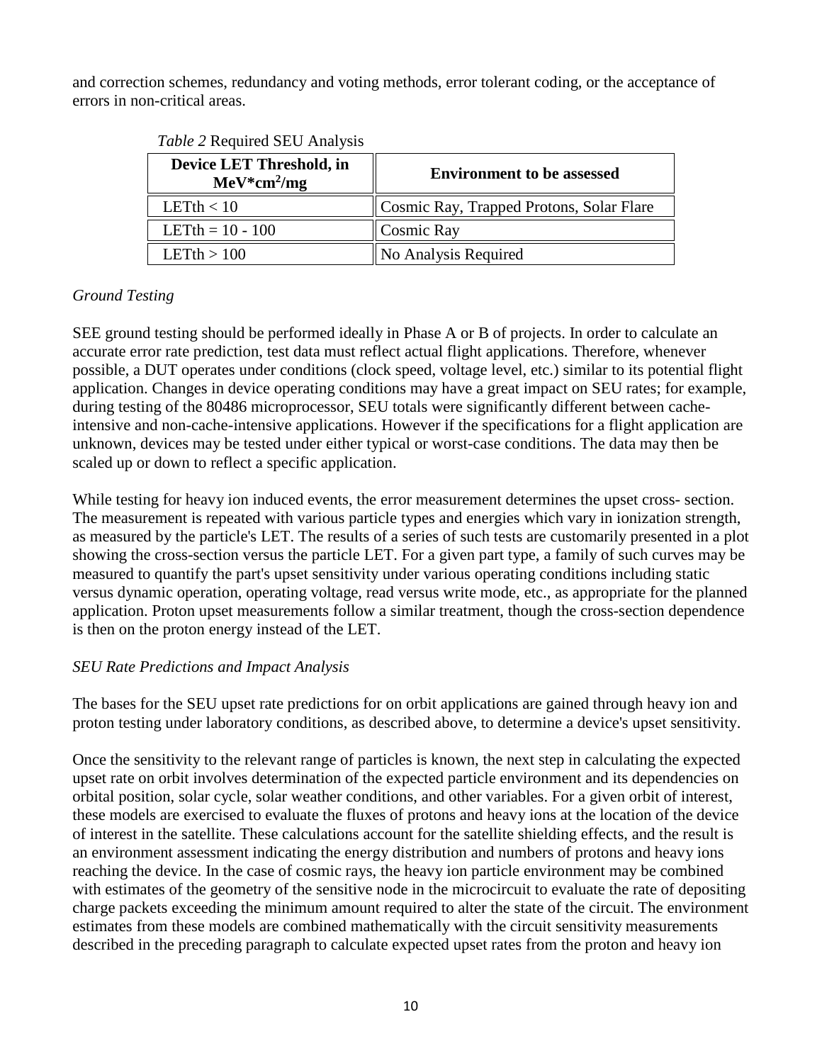and correction schemes, redundancy and voting methods, error tolerant coding, or the acceptance of errors in non-critical areas.

*Table 2* Required SEU Analysis

| Device LET Threshold, in $MeV*cm^2/mg$ | Environment to be assessed |
|---|---|
| LETth < 10 | Cosmic Ray, Trapped Protons, Solar Flare |
| LETth = 10 - 100 | Cosmic Ray |
| LETth > 100 | No Analysis Required |

*Ground Testing*

SEE ground testing should be performed ideally in Phase A or B of projects. In order to calculate an accurate error rate prediction, test data must reflect actual flight applications. Therefore, whenever possible, a DUT operates under conditions (clock speed, voltage level, etc.) similar to its potential flight application. Changes in device operating conditions may have a great impact on SEU rates; for example, during testing of the 80486 microprocessor, SEU totals were significantly different between cache-intensive and non-cache-intensive applications. However if the specifications for a flight application are unknown, devices may be tested under either typical or worst-case conditions. The data may then be scaled up or down to reflect a specific application.

While testing for heavy ion induced events, the error measurement determines the upset cross- section. The measurement is repeated with various particle types and energies which vary in ionization strength, as measured by the particle's LET. The results of a series of such tests are customarily presented in a plot showing the cross-section versus the particle LET. For a given part type, a family of such curves may be measured to quantify the part's upset sensitivity under various operating conditions including static versus dynamic operation, operating voltage, read versus write mode, etc., as appropriate for the planned application. Proton upset measurements follow a similar treatment, though the cross-section dependence is then on the proton energy instead of the LET.

*SEU Rate Predictions and Impact Analysis*

The bases for the SEU upset rate predictions for on orbit applications are gained through heavy ion and proton testing under laboratory conditions, as described above, to determine a device's upset sensitivity.

Once the sensitivity to the relevant range of particles is known, the next step in calculating the expected upset rate on orbit involves determination of the expected particle environment and its dependencies on orbital position, solar cycle, solar weather conditions, and other variables. For a given orbit of interest, these models are exercised to evaluate the fluxes of protons and heavy ions at the location of the device of interest in the satellite. These calculations account for the satellite shielding effects, and the result is an environment assessment indicating the energy distribution and numbers of protons and heavy ions reaching the device. In the case of cosmic rays, the heavy ion particle environment may be combined with estimates of the geometry of the sensitive node in the microcircuit to evaluate the rate of depositing charge packets exceeding the minimum amount required to alter the state of the circuit. The environment estimates from these models are combined mathematically with the circuit sensitivity measurements described in the preceding paragraph to calculate expected upset rates from the proton and heavy ion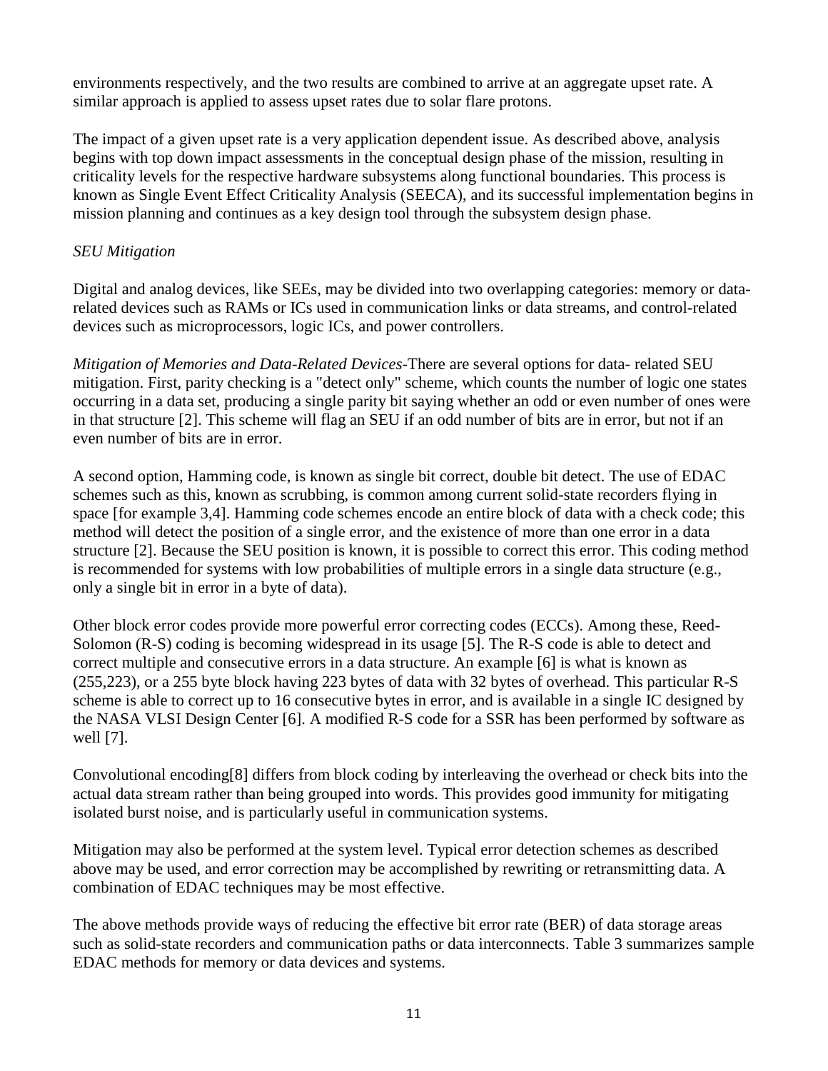environments respectively, and the two results are combined to arrive at an aggregate upset rate. A similar approach is applied to assess upset rates due to solar flare protons.

The impact of a given upset rate is a very application dependent issue. As described above, analysis begins with top down impact assessments in the conceptual design phase of the mission, resulting in criticality levels for the respective hardware subsystems along functional boundaries. This process is known as Single Event Effect Criticality Analysis (SEECA), and its successful implementation begins in mission planning and continues as a key design tool through the subsystem design phase.

*SEU Mitigation*

Digital and analog devices, like SEEs, may be divided into two overlapping categories: memory or data-related devices such as RAMs or ICs used in communication links or data streams, and control-related devices such as microprocessors, logic ICs, and power controllers.

*Mitigation of Memories and Data-Related Devices*-There are several options for data- related SEU mitigation. First, parity checking is a "detect only" scheme, which counts the number of logic one states occurring in a data set, producing a single parity bit saying whether an odd or even number of ones were in that structure [2]. This scheme will flag an SEU if an odd number of bits are in error, but not if an even number of bits are in error.

A second option, Hamming code, is known as single bit correct, double bit detect. The use of EDAC schemes such as this, known as scrubbing, is common among current solid-state recorders flying in space [for example 3,4]. Hamming code schemes encode an entire block of data with a check code; this method will detect the position of a single error, and the existence of more than one error in a data structure [2]. Because the SEU position is known, it is possible to correct this error. This coding method is recommended for systems with low probabilities of multiple errors in a single data structure (e.g., only a single bit in error in a byte of data).

Other block error codes provide more powerful error correcting codes (ECCs). Among these, Reed-Solomon (R-S) coding is becoming widespread in its usage [5]. The R-S code is able to detect and correct multiple and consecutive errors in a data structure. An example [6] is what is known as (255,223), or a 255 byte block having 223 bytes of data with 32 bytes of overhead. This particular R-S scheme is able to correct up to 16 consecutive bytes in error, and is available in a single IC designed by the NASA VLSI Design Center [6]. A modified R-S code for a SSR has been performed by software as well [7].

Convolutional encoding[8] differs from block coding by interleaving the overhead or check bits into the actual data stream rather than being grouped into words. This provides good immunity for mitigating isolated burst noise, and is particularly useful in communication systems.

Mitigation may also be performed at the system level. Typical error detection schemes as described above may be used, and error correction may be accomplished by rewriting or retransmitting data. A combination of EDAC techniques may be most effective.

The above methods provide ways of reducing the effective bit error rate (BER) of data storage areas such as solid-state recorders and communication paths or data interconnects. Table 3 summarizes sample EDAC methods for memory or data devices and systems.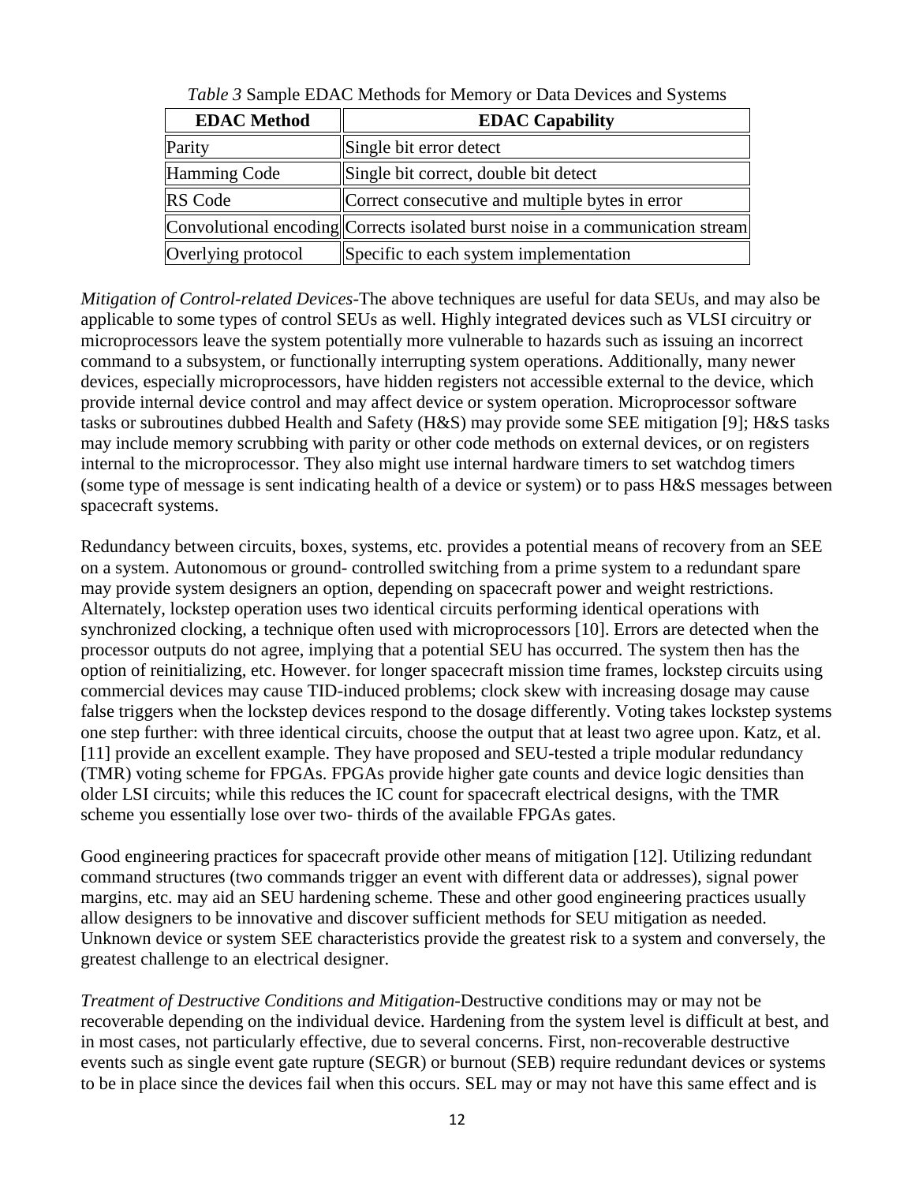*Table 3* Sample EDAC Methods for Memory or Data Devices and Systems

| EDAC Method | EDAC Capability |
| --- | --- |
| Parity | Single bit error detect |
| Hamming Code | Single bit correct, double bit detect |
| RS Code | Correct consecutive and multiple bytes in error |
| Convolutional encoding | Corrects isolated burst noise in a communication stream |
| Overlying protocol | Specific to each system implementation |

*Mitigation of Control-related Devices*-The above techniques are useful for data SEUs, and may also be applicable to some types of control SEUs as well. Highly integrated devices such as VLSI circuitry or microprocessors leave the system potentially more vulnerable to hazards such as issuing an incorrect command to a subsystem, or functionally interrupting system operations. Additionally, many newer devices, especially microprocessors, have hidden registers not accessible external to the device, which provide internal device control and may affect device or system operation. Microprocessor software tasks or subroutines dubbed Health and Safety (H&S) may provide some SEE mitigation [9]; H&S tasks may include memory scrubbing with parity or other code methods on external devices, or on registers internal to the microprocessor. They also might use internal hardware timers to set watchdog timers (some type of message is sent indicating health of a device or system) or to pass H&S messages between spacecraft systems.

Redundancy between circuits, boxes, systems, etc. provides a potential means of recovery from an SEE on a system. Autonomous or ground- controlled switching from a prime system to a redundant spare may provide system designers an option, depending on spacecraft power and weight restrictions. Alternately, lockstep operation uses two identical circuits performing identical operations with synchronized clocking, a technique often used with microprocessors [10]. Errors are detected when the processor outputs do not agree, implying that a potential SEU has occurred. The system then has the option of reinitializing, etc. However. for longer spacecraft mission time frames, lockstep circuits using commercial devices may cause TID-induced problems; clock skew with increasing dosage may cause false triggers when the lockstep devices respond to the dosage differently. Voting takes lockstep systems one step further: with three identical circuits, choose the output that at least two agree upon. Katz, et al. [11] provide an excellent example. They have proposed and SEU-tested a triple modular redundancy (TMR) voting scheme for FPGAs. FPGAs provide higher gate counts and device logic densities than older LSI circuits; while this reduces the IC count for spacecraft electrical designs, with the TMR scheme you essentially lose over two- thirds of the available FPGAs gates.

Good engineering practices for spacecraft provide other means of mitigation [12]. Utilizing redundant command structures (two commands trigger an event with different data or addresses), signal power margins, etc. may aid an SEU hardening scheme. These and other good engineering practices usually allow designers to be innovative and discover sufficient methods for SEU mitigation as needed. Unknown device or system SEE characteristics provide the greatest risk to a system and conversely, the greatest challenge to an electrical designer.

*Treatment of Destructive Conditions and Mitigation*-Destructive conditions may or may not be recoverable depending on the individual device. Hardening from the system level is difficult at best, and in most cases, not particularly effective, due to several concerns. First, non-recoverable destructive events such as single event gate rupture (SEGR) or burnout (SEB) require redundant devices or systems to be in place since the devices fail when this occurs. SEL may or may not have this same effect and is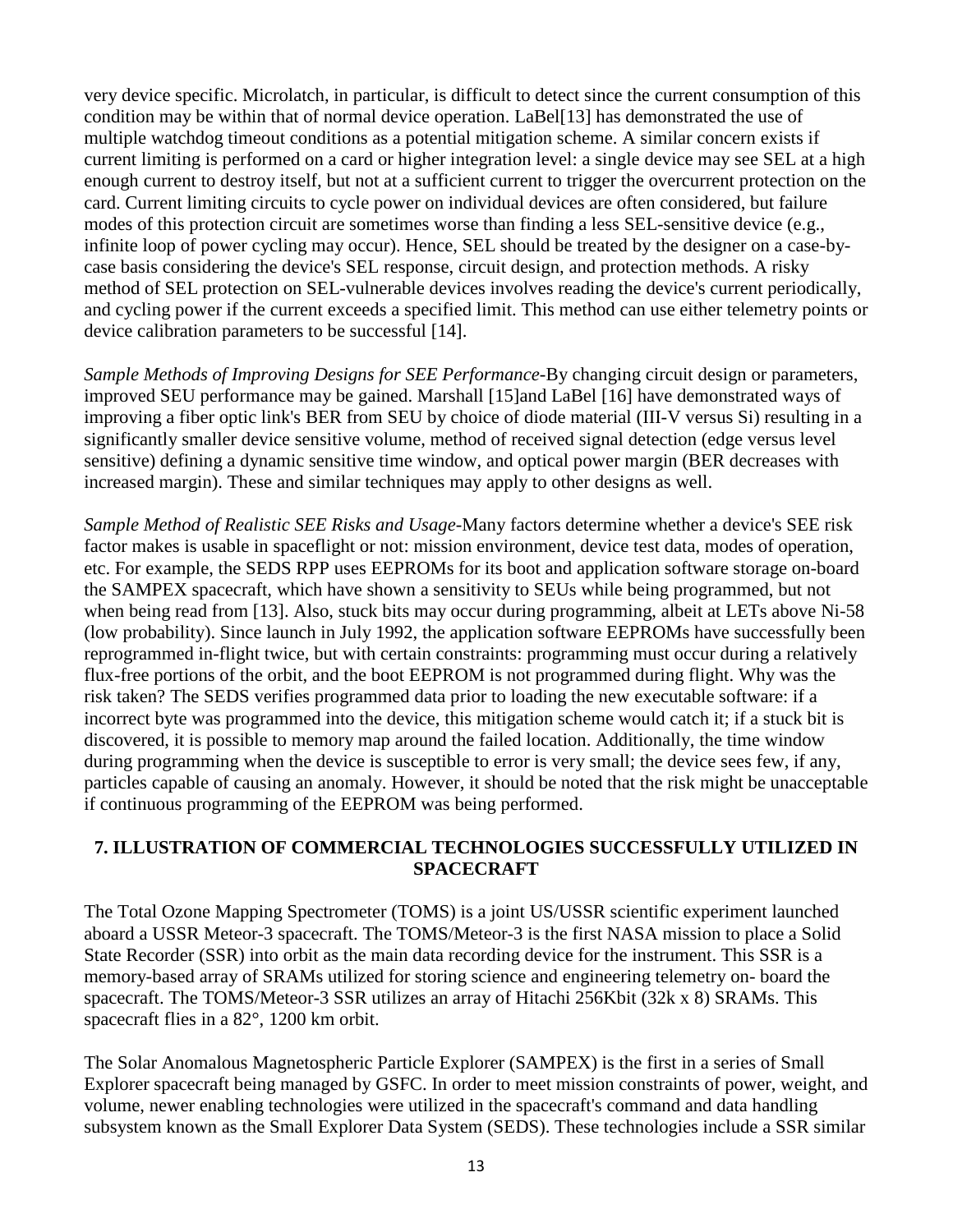very device specific. Microlatch, in particular, is difficult to detect since the current consumption of this condition may be within that of normal device operation. LaBel[13] has demonstrated the use of multiple watchdog timeout conditions as a potential mitigation scheme. A similar concern exists if current limiting is performed on a card or higher integration level: a single device may see SEL at a high enough current to destroy itself, but not at a sufficient current to trigger the overcurrent protection on the card. Current limiting circuits to cycle power on individual devices are often considered, but failure modes of this protection circuit are sometimes worse than finding a less SEL-sensitive device (e.g., infinite loop of power cycling may occur). Hence, SEL should be treated by the designer on a case-by-case basis considering the device's SEL response, circuit design, and protection methods. A risky method of SEL protection on SEL-vulnerable devices involves reading the device's current periodically, and cycling power if the current exceeds a specified limit. This method can use either telemetry points or device calibration parameters to be successful [14].

*Sample Methods of Improving Designs for SEE Performance*-By changing circuit design or parameters, improved SEU performance may be gained. Marshall [15]and LaBel [16] have demonstrated ways of improving a fiber optic link's BER from SEU by choice of diode material (III-V versus Si) resulting in a significantly smaller device sensitive volume, method of received signal detection (edge versus level sensitive) defining a dynamic sensitive time window, and optical power margin (BER decreases with increased margin). These and similar techniques may apply to other designs as well.

*Sample Method of Realistic SEE Risks and Usage*-Many factors determine whether a device's SEE risk factor makes is usable in spaceflight or not: mission environment, device test data, modes of operation, etc. For example, the SEDS RPP uses EEPROMs for its boot and application software storage on-board the SAMPEX spacecraft, which have shown a sensitivity to SEUs while being programmed, but not when being read from [13]. Also, stuck bits may occur during programming, albeit at LETs above Ni-58 (low probability). Since launch in July 1992, the application software EEPROMs have successfully been reprogrammed in-flight twice, but with certain constraints: programming must occur during a relatively flux-free portions of the orbit, and the boot EEPROM is not programmed during flight. Why was the risk taken? The SEDS verifies programmed data prior to loading the new executable software: if a incorrect byte was programmed into the device, this mitigation scheme would catch it; if a stuck bit is discovered, it is possible to memory map around the failed location. Additionally, the time window during programming when the device is susceptible to error is very small; the device sees few, if any, particles capable of causing an anomaly. However, it should be noted that the risk might be unacceptable if continuous programming of the EEPROM was being performed.

## 7. ILLUSTRATION OF COMMERCIAL TECHNOLOGIES SUCCESSFULLY UTILIZED IN SPACECRAFT

The Total Ozone Mapping Spectrometer (TOMS) is a joint US/USSR scientific experiment launched aboard a USSR Meteor-3 spacecraft. The TOMS/Meteor-3 is the first NASA mission to place a Solid State Recorder (SSR) into orbit as the main data recording device for the instrument. This SSR is a memory-based array of SRAMs utilized for storing science and engineering telemetry on- board the spacecraft. The TOMS/Meteor-3 SSR utilizes an array of Hitachi 256Kbit (32k x 8) SRAMs. This spacecraft flies in a 82°, 1200 km orbit.

The Solar Anomalous Magnetospheric Particle Explorer (SAMPEX) is the first in a series of Small Explorer spacecraft being managed by GSFC. In order to meet mission constraints of power, weight, and volume, newer enabling technologies were utilized in the spacecraft's command and data handling subsystem known as the Small Explorer Data System (SEDS). These technologies include a SSR similar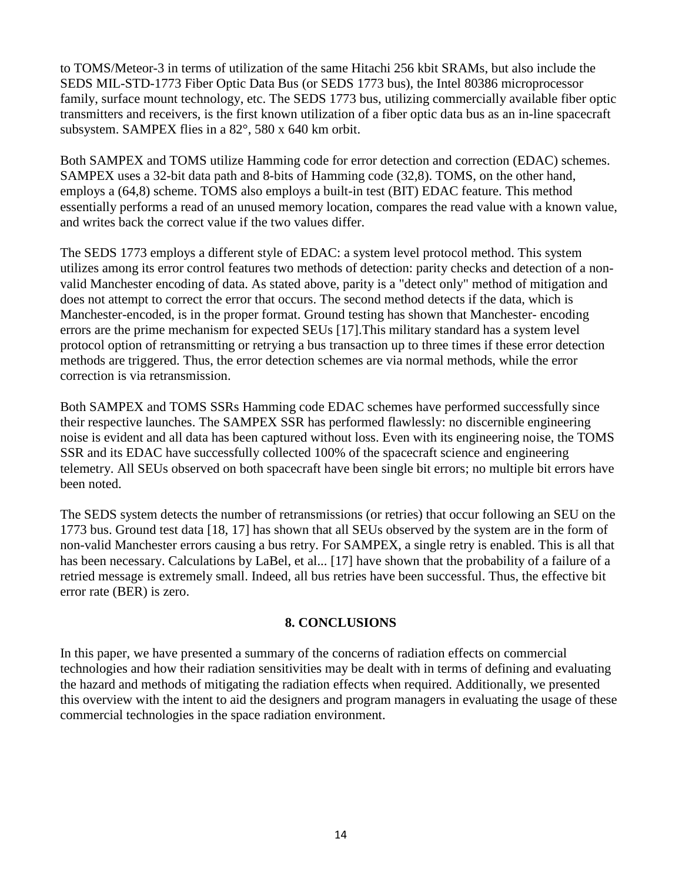to TOMS/Meteor-3 in terms of utilization of the same Hitachi 256 kbit SRAMs, but also include the SEDS MIL-STD-1773 Fiber Optic Data Bus (or SEDS 1773 bus), the Intel 80386 microprocessor family, surface mount technology, etc. The SEDS 1773 bus, utilizing commercially available fiber optic transmitters and receivers, is the first known utilization of a fiber optic data bus as an in-line spacecraft subsystem. SAMPEX flies in a 82°, 580 x 640 km orbit.

Both SAMPEX and TOMS utilize Hamming code for error detection and correction (EDAC) schemes. SAMPEX uses a 32-bit data path and 8-bits of Hamming code (32,8). TOMS, on the other hand, employs a (64,8) scheme. TOMS also employs a built-in test (BIT) EDAC feature. This method essentially performs a read of an unused memory location, compares the read value with a known value, and writes back the correct value if the two values differ.

The SEDS 1773 employs a different style of EDAC: a system level protocol method. This system utilizes among its error control features two methods of detection: parity checks and detection of a non-valid Manchester encoding of data. As stated above, parity is a "detect only" method of mitigation and does not attempt to correct the error that occurs. The second method detects if the data, which is Manchester-encoded, is in the proper format. Ground testing has shown that Manchester- encoding errors are the prime mechanism for expected SEUs [17].This military standard has a system level protocol option of retransmitting or retrying a bus transaction up to three times if these error detection methods are triggered. Thus, the error detection schemes are via normal methods, while the error correction is via retransmission.

Both SAMPEX and TOMS SSRs Hamming code EDAC schemes have performed successfully since their respective launches. The SAMPEX SSR has performed flawlessly: no discernible engineering noise is evident and all data has been captured without loss. Even with its engineering noise, the TOMS SSR and its EDAC have successfully collected 100% of the spacecraft science and engineering telemetry. All SEUs observed on both spacecraft have been single bit errors; no multiple bit errors have been noted.

The SEDS system detects the number of retransmissions (or retries) that occur following an SEU on the 1773 bus. Ground test data [18, 17] has shown that all SEUs observed by the system are in the form of non-valid Manchester errors causing a bus retry. For SAMPEX, a single retry is enabled. This is all that has been necessary. Calculations by LaBel, et al... [17] have shown that the probability of a failure of a retried message is extremely small. Indeed, all bus retries have been successful. Thus, the effective bit error rate (BER) is zero.

## 8. CONCLUSIONS

In this paper, we have presented a summary of the concerns of radiation effects on commercial technologies and how their radiation sensitivities may be dealt with in terms of defining and evaluating the hazard and methods of mitigating the radiation effects when required. Additionally, we presented this overview with the intent to aid the designers and program managers in evaluating the usage of these commercial technologies in the space radiation environment.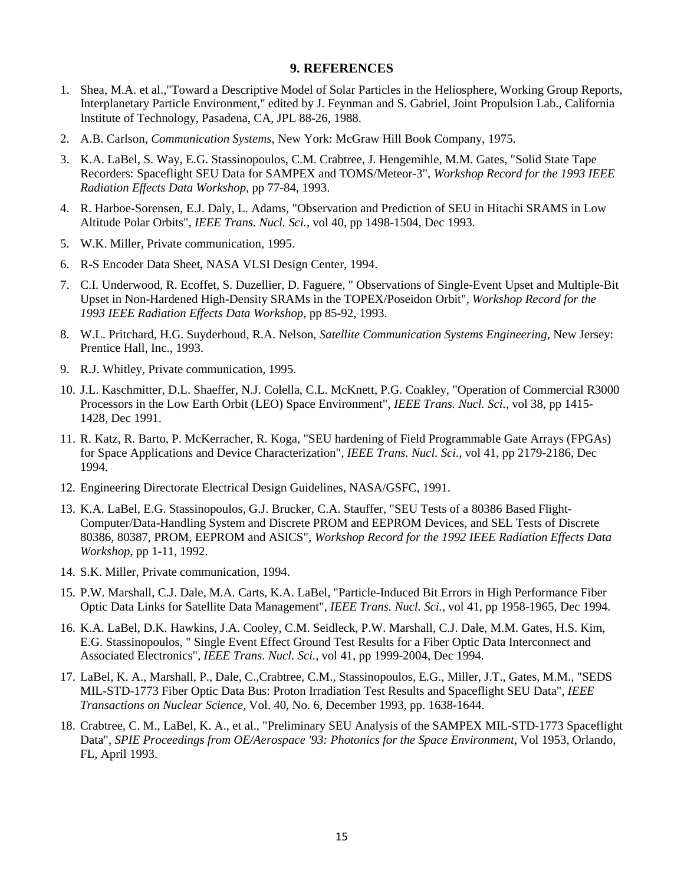## 9. REFERENCES

1. Shea, M.A. et al.,"Toward a Descriptive Model of Solar Particles in the Heliosphere, Working Group Reports, Interplanetary Particle Environment," edited by J. Feynman and S. Gabriel, Joint Propulsion Lab., California Institute of Technology, Pasadena, CA, JPL 88-26, 1988.
2. A.B. Carlson, *Communication Systems*, New York: McGraw Hill Book Company, 1975.
3. K.A. LaBel, S. Way, E.G. Stassinopoulos, C.M. Crabtree, J. Hengemihle, M.M. Gates, "Solid State Tape Recorders: Spaceflight SEU Data for SAMPEX and TOMS/Meteor-3", *Workshop Record for the 1993 IEEE Radiation Effects Data Workshop*, pp 77-84, 1993.
4. R. Harboe-Sorensen, E.J. Daly, L. Adams, "Observation and Prediction of SEU in Hitachi SRAMS in Low Altitude Polar Orbits", *IEEE Trans. Nucl. Sci.*, vol 40, pp 1498-1504, Dec 1993.
5. W.K. Miller, Private communication, 1995.
6. R-S Encoder Data Sheet, NASA VLSI Design Center, 1994.
7. C.I. Underwood, R. Ecoffet, S. Duzellier, D. Faguere, " Observations of Single-Event Upset and Multiple-Bit Upset in Non-Hardened High-Density SRAMs in the TOPEX/Poseidon Orbit", *Workshop Record for the 1993 IEEE Radiation Effects Data Workshop*, pp 85-92, 1993.
8. W.L. Pritchard, H.G. Suyderhoud, R.A. Nelson, *Satellite Communication Systems Engineering*, New Jersey: Prentice Hall, Inc., 1993.
9. R.J. Whitley, Private communication, 1995.
10. J.L. Kaschmitter, D.L. Shaeffer, N.J. Colella, C.L. McKnett, P.G. Coakley, "Operation of Commercial R3000 Processors in the Low Earth Orbit (LEO) Space Environment", *IEEE Trans. Nucl. Sci.*, vol 38, pp 1415-1428, Dec 1991.
11. R. Katz, R. Barto, P. McKerracher, R. Koga, "SEU hardening of Field Programmable Gate Arrays (FPGAs) for Space Applications and Device Characterization", *IEEE Trans. Nucl. Sci.*, vol 41, pp 2179-2186, Dec 1994.
12. Engineering Directorate Electrical Design Guidelines, NASA/GSFC, 1991.
13. K.A. LaBel, E.G. Stassinopoulos, G.J. Brucker, C.A. Stauffer, "SEU Tests of a 80386 Based Flight-Computer/Data-Handling System and Discrete PROM and EEPROM Devices, and SEL Tests of Discrete 80386, 80387, PROM, EEPROM and ASICS", *Workshop Record for the 1992 IEEE Radiation Effects Data Workshop*, pp 1-11, 1992.
14. S.K. Miller, Private communication, 1994.
15. P.W. Marshall, C.J. Dale, M.A. Carts, K.A. LaBel, "Particle-Induced Bit Errors in High Performance Fiber Optic Data Links for Satellite Data Management", *IEEE Trans. Nucl. Sci.*, vol 41, pp 1958-1965, Dec 1994.
16. K.A. LaBel, D.K. Hawkins, J.A. Cooley, C.M. Seidleck, P.W. Marshall, C.J. Dale, M.M. Gates, H.S. Kim, E.G. Stassinopoulos, " Single Event Effect Ground Test Results for a Fiber Optic Data Interconnect and Associated Electronics", *IEEE Trans. Nucl. Sci.*, vol 41, pp 1999-2004, Dec 1994.
17. LaBel, K. A., Marshall, P., Dale, C.,Crabtree, C.M., Stassinopoulos, E.G., Miller, J.T., Gates, M.M., "SEDS MIL-STD-1773 Fiber Optic Data Bus: Proton Irradiation Test Results and Spaceflight SEU Data", *IEEE Transactions on Nuclear Science*, Vol. 40, No. 6, December 1993, pp. 1638-1644.
18. Crabtree, C. M., LaBel, K. A., et al., "Preliminary SEU Analysis of the SAMPEX MIL-STD-1773 Spaceflight Data", *SPIE Proceedings from OE/Aerospace '93: Photonics for the Space Environment*, Vol 1953, Orlando, FL, April 1993.